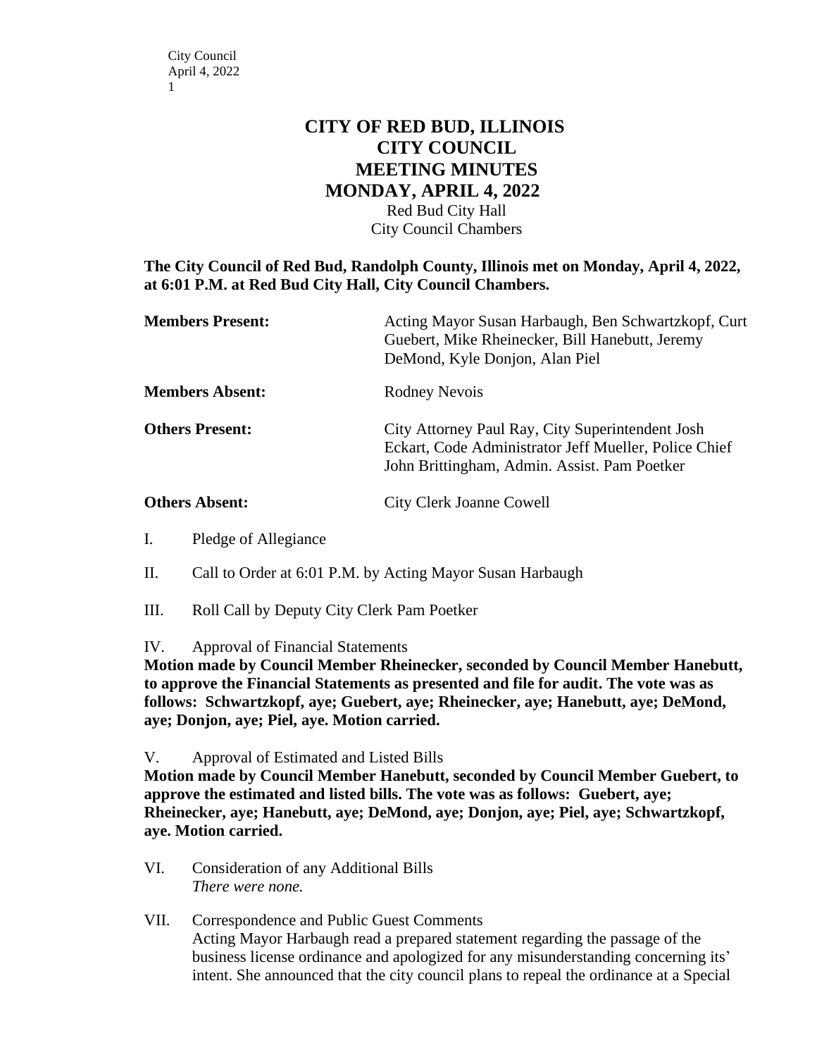# CITY OF RED BUD, ILLINOIS
## CITY COUNCIL
## MEETING MINUTES
## MONDAY, APRIL 4, 2022

Red Bud City Hall
City Council Chambers

**The City Council of Red Bud, Randolph County, Illinois met on Monday, April 4, 2022, at 6:01 P.M. at Red Bud City Hall, City Council Chambers.**

**Members Present:** Acting Mayor Susan Harbaugh, Ben Schwartzkopf, Curt Guebert, Mike Rheinecker, Bill Hanebutt, Jeremy DeMond, Kyle Donjon, Alan Piel

**Members Absent:** Rodney Nevois

**Others Present:** City Attorney Paul Ray, City Superintendent Josh Eckart, Code Administrator Jeff Mueller, Police Chief John Brittingham, Admin. Assist. Pam Poetker

**Others Absent:** City Clerk Joanne Cowell

I. Pledge of Allegiance

II. Call to Order at 6:01 P.M. by Acting Mayor Susan Harbaugh

III. Roll Call by Deputy City Clerk Pam Poetker

IV. Approval of Financial Statements

**Motion made by Council Member Rheinecker, seconded by Council Member Hanebutt, to approve the Financial Statements as presented and file for audit. The vote was as follows: Schwartzkopf, aye; Guebert, aye; Rheinecker, aye; Hanebutt, aye; DeMond, aye; Donjon, aye; Piel, aye. Motion carried.**

V. Approval of Estimated and Listed Bills

**Motion made by Council Member Hanebutt, seconded by Council Member Guebert, to approve the estimated and listed bills. The vote was as follows: Guebert, aye; Rheinecker, aye; Hanebutt, aye; DeMond, aye; Donjon, aye; Piel, aye; Schwartzkopf, aye. Motion carried.**

VI. Consideration of any Additional Bills

*There were none.*

VII. Correspondence and Public Guest Comments

Acting Mayor Harbaugh read a prepared statement regarding the passage of the business license ordinance and apologized for any misunderstanding concerning its' intent. She announced that the city council plans to repeal the ordinance at a Special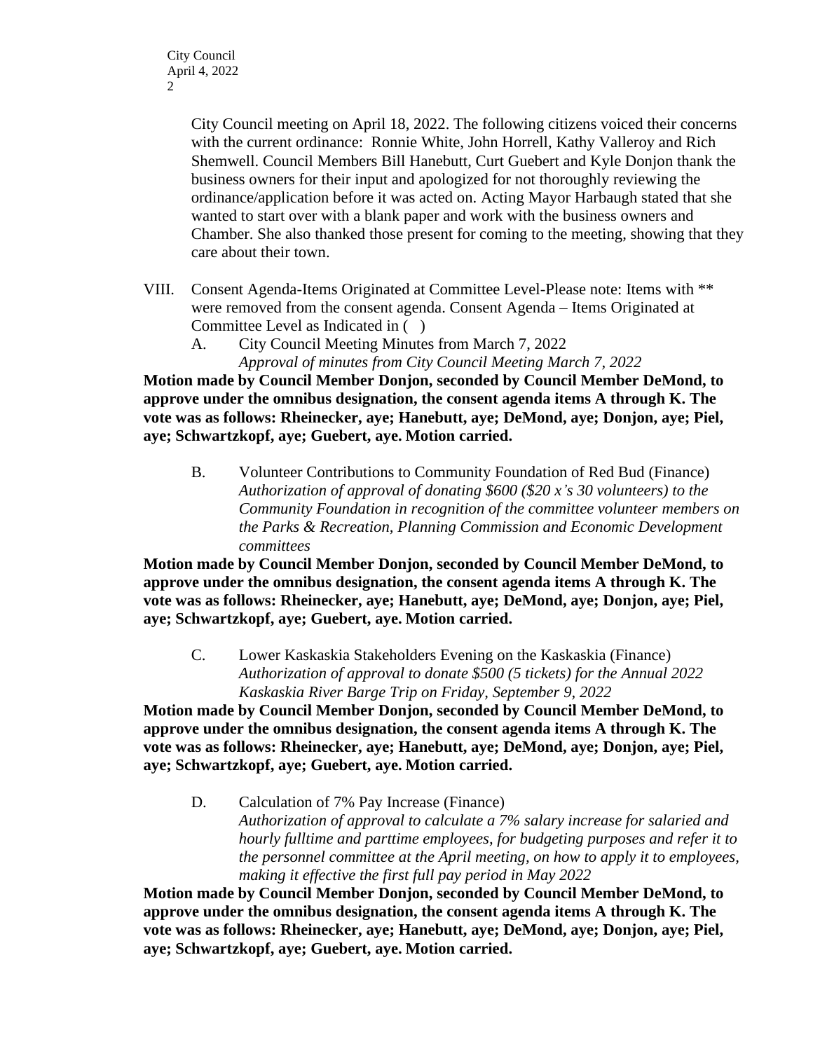City Council meeting on April 18, 2022. The following citizens voiced their concerns with the current ordinance: Ronnie White, John Horrell, Kathy Valleroy and Rich Shemwell. Council Members Bill Hanebutt, Curt Guebert and Kyle Donjon thank the business owners for their input and apologized for not thoroughly reviewing the ordinance/application before it was acted on. Acting Mayor Harbaugh stated that she wanted to start over with a blank paper and work with the business owners and Chamber. She also thanked those present for coming to the meeting, showing that they care about their town.

VIII. Consent Agenda-Items Originated at Committee Level-Please note: Items with ** were removed from the consent agenda. Consent Agenda – Items Originated at Committee Level as Indicated in ( )

A. City Council Meeting Minutes from March 7, 2022
*Approval of minutes from City Council Meeting March 7, 2022*

**Motion made by Council Member Donjon, seconded by Council Member DeMond, to approve under the omnibus designation, the consent agenda items A through K. The vote was as follows: Rheinecker, aye; Hanebutt, aye; DeMond, aye; Donjon, aye; Piel, aye; Schwartzkopf, aye; Guebert, aye. Motion carried.**

B. Volunteer Contributions to Community Foundation of Red Bud (Finance)
*Authorization of approval of donating $600 ($20 x's 30 volunteers) to the Community Foundation in recognition of the committee volunteer members on the Parks & Recreation, Planning Commission and Economic Development committees*

**Motion made by Council Member Donjon, seconded by Council Member DeMond, to approve under the omnibus designation, the consent agenda items A through K. The vote was as follows: Rheinecker, aye; Hanebutt, aye; DeMond, aye; Donjon, aye; Piel, aye; Schwartzkopf, aye; Guebert, aye. Motion carried.**

C. Lower Kaskaskia Stakeholders Evening on the Kaskaskia (Finance)
*Authorization of approval to donate $500 (5 tickets) for the Annual 2022 Kaskaskia River Barge Trip on Friday, September 9, 2022*

**Motion made by Council Member Donjon, seconded by Council Member DeMond, to approve under the omnibus designation, the consent agenda items A through K. The vote was as follows: Rheinecker, aye; Hanebutt, aye; DeMond, aye; Donjon, aye; Piel, aye; Schwartzkopf, aye; Guebert, aye. Motion carried.**

D. Calculation of 7% Pay Increase (Finance)
*Authorization of approval to calculate a 7% salary increase for salaried and hourly fulltime and parttime employees, for budgeting purposes and refer it to the personnel committee at the April meeting, on how to apply it to employees, making it effective the first full pay period in May 2022*

**Motion made by Council Member Donjon, seconded by Council Member DeMond, to approve under the omnibus designation, the consent agenda items A through K. The vote was as follows: Rheinecker, aye; Hanebutt, aye; DeMond, aye; Donjon, aye; Piel, aye; Schwartzkopf, aye; Guebert, aye. Motion carried.**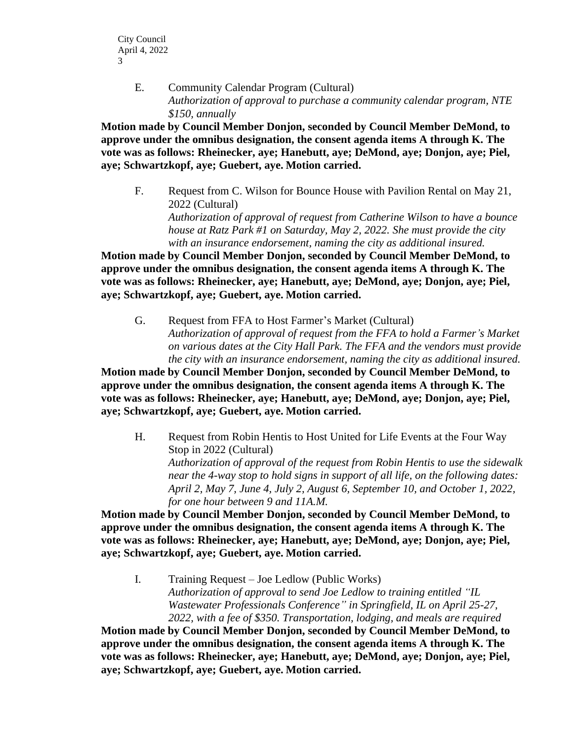E. Community Calendar Program (Cultural)
*Authorization of approval to purchase a community calendar program, NTE $150, annually*

**Motion made by Council Member Donjon, seconded by Council Member DeMond, to approve under the omnibus designation, the consent agenda items A through K. The vote was as follows: Rheinecker, aye; Hanebutt, aye; DeMond, aye; Donjon, aye; Piel, aye; Schwartzkopf, aye; Guebert, aye. Motion carried.**

F. Request from C. Wilson for Bounce House with Pavilion Rental on May 21, 2022 (Cultural)
*Authorization of approval of request from Catherine Wilson to have a bounce house at Ratz Park #1 on Saturday, May 2, 2022. She must provide the city with an insurance endorsement, naming the city as additional insured.*

**Motion made by Council Member Donjon, seconded by Council Member DeMond, to approve under the omnibus designation, the consent agenda items A through K. The vote was as follows: Rheinecker, aye; Hanebutt, aye; DeMond, aye; Donjon, aye; Piel, aye; Schwartzkopf, aye; Guebert, aye. Motion carried.**

G. Request from FFA to Host Farmer's Market (Cultural)
*Authorization of approval of request from the FFA to hold a Farmer's Market on various dates at the City Hall Park. The FFA and the vendors must provide the city with an insurance endorsement, naming the city as additional insured.*

**Motion made by Council Member Donjon, seconded by Council Member DeMond, to approve under the omnibus designation, the consent agenda items A through K. The vote was as follows: Rheinecker, aye; Hanebutt, aye; DeMond, aye; Donjon, aye; Piel, aye; Schwartzkopf, aye; Guebert, aye. Motion carried.**

H. Request from Robin Hentis to Host United for Life Events at the Four Way Stop in 2022 (Cultural)
*Authorization of approval of the request from Robin Hentis to use the sidewalk near the 4-way stop to hold signs in support of all life, on the following dates: April 2, May 7, June 4, July 2, August 6, September 10, and October 1, 2022, for one hour between 9 and 11A.M.*

**Motion made by Council Member Donjon, seconded by Council Member DeMond, to approve under the omnibus designation, the consent agenda items A through K. The vote was as follows: Rheinecker, aye; Hanebutt, aye; DeMond, aye; Donjon, aye; Piel, aye; Schwartzkopf, aye; Guebert, aye. Motion carried.**

I. Training Request – Joe Ledlow (Public Works)
*Authorization of approval to send Joe Ledlow to training entitled "IL Wastewater Professionals Conference" in Springfield, IL on April 25-27, 2022, with a fee of $350. Transportation, lodging, and meals are required*

**Motion made by Council Member Donjon, seconded by Council Member DeMond, to approve under the omnibus designation, the consent agenda items A through K. The vote was as follows: Rheinecker, aye; Hanebutt, aye; DeMond, aye; Donjon, aye; Piel, aye; Schwartzkopf, aye; Guebert, aye. Motion carried.**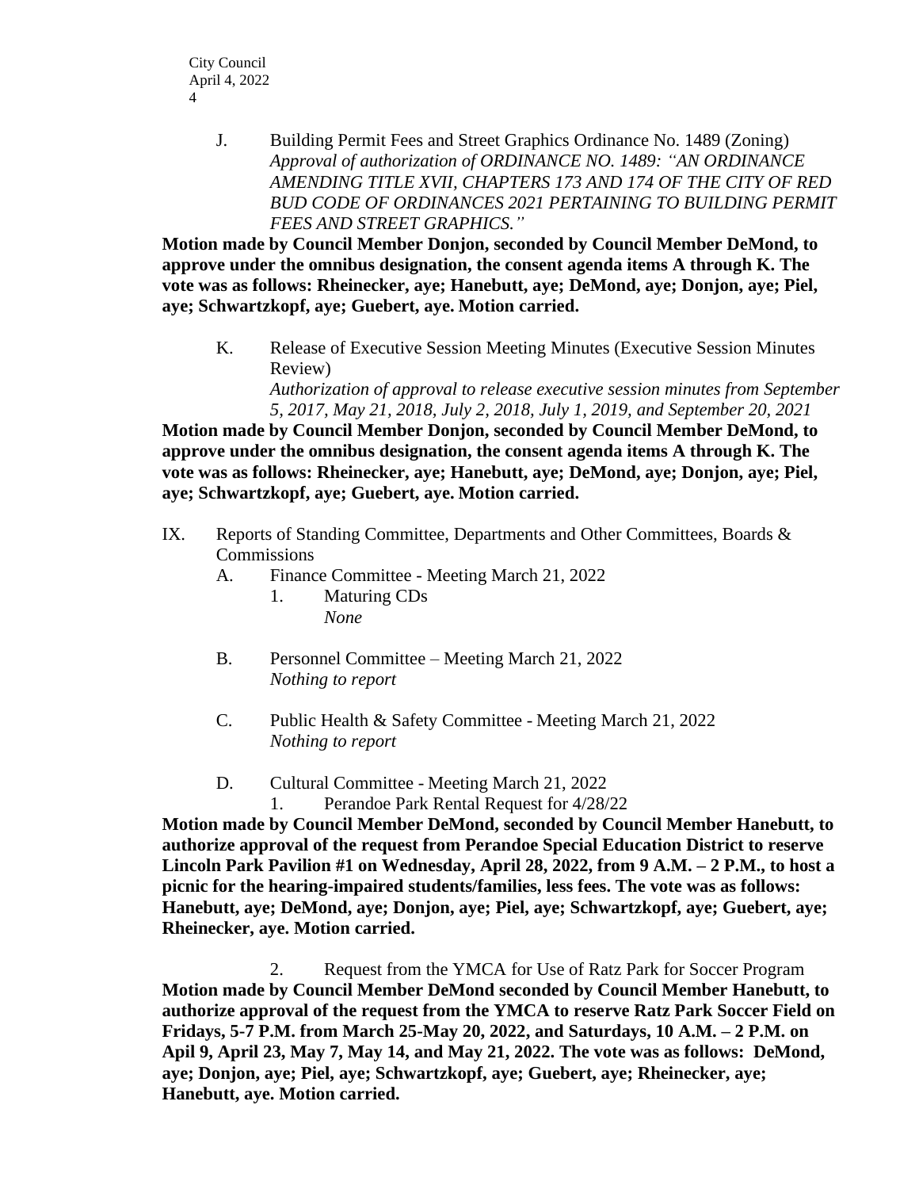J. Building Permit Fees and Street Graphics Ordinance No. 1489 (Zoning)
*Approval of authorization of ORDINANCE NO. 1489: "AN ORDINANCE AMENDING TITLE XVII, CHAPTERS 173 AND 174 OF THE CITY OF RED BUD CODE OF ORDINANCES 2021 PERTAINING TO BUILDING PERMIT FEES AND STREET GRAPHICS."*

**Motion made by Council Member Donjon, seconded by Council Member DeMond, to approve under the omnibus designation, the consent agenda items A through K. The vote was as follows: Rheinecker, aye; Hanebutt, aye; DeMond, aye; Donjon, aye; Piel, aye; Schwartzkopf, aye; Guebert, aye. Motion carried.**

K. Release of Executive Session Meeting Minutes (Executive Session Minutes Review)
*Authorization of approval to release executive session minutes from September 5, 2017, May 21, 2018, July 2, 2018, July 1, 2019, and September 20, 2021*

**Motion made by Council Member Donjon, seconded by Council Member DeMond, to approve under the omnibus designation, the consent agenda items A through K. The vote was as follows: Rheinecker, aye; Hanebutt, aye; DeMond, aye; Donjon, aye; Piel, aye; Schwartzkopf, aye; Guebert, aye. Motion carried.**

IX. Reports of Standing Committee, Departments and Other Committees, Boards & Commissions

A. Finance Committee - Meeting March 21, 2022

1. Maturing CDs
*None*

B. Personnel Committee – Meeting March 21, 2022
*Nothing to report*

C. Public Health & Safety Committee - Meeting March 21, 2022
*Nothing to report*

D. Cultural Committee - Meeting March 21, 2022

1. Perandoe Park Rental Request for 4/28/22

**Motion made by Council Member DeMond, seconded by Council Member Hanebutt, to authorize approval of the request from Perandoe Special Education District to reserve Lincoln Park Pavilion #1 on Wednesday, April 28, 2022, from 9 A.M. – 2 P.M., to host a picnic for the hearing-impaired students/families, less fees. The vote was as follows: Hanebutt, aye; DeMond, aye; Donjon, aye; Piel, aye; Schwartzkopf, aye; Guebert, aye; Rheinecker, aye. Motion carried.**

2. Request from the YMCA for Use of Ratz Park for Soccer Program

**Motion made by Council Member DeMond seconded by Council Member Hanebutt, to authorize approval of the request from the YMCA to reserve Ratz Park Soccer Field on Fridays, 5-7 P.M. from March 25-May 20, 2022, and Saturdays, 10 A.M. – 2 P.M. on Apil 9, April 23, May 7, May 14, and May 21, 2022. The vote was as follows: DeMond, aye; Donjon, aye; Piel, aye; Schwartzkopf, aye; Guebert, aye; Rheinecker, aye; Hanebutt, aye. Motion carried.**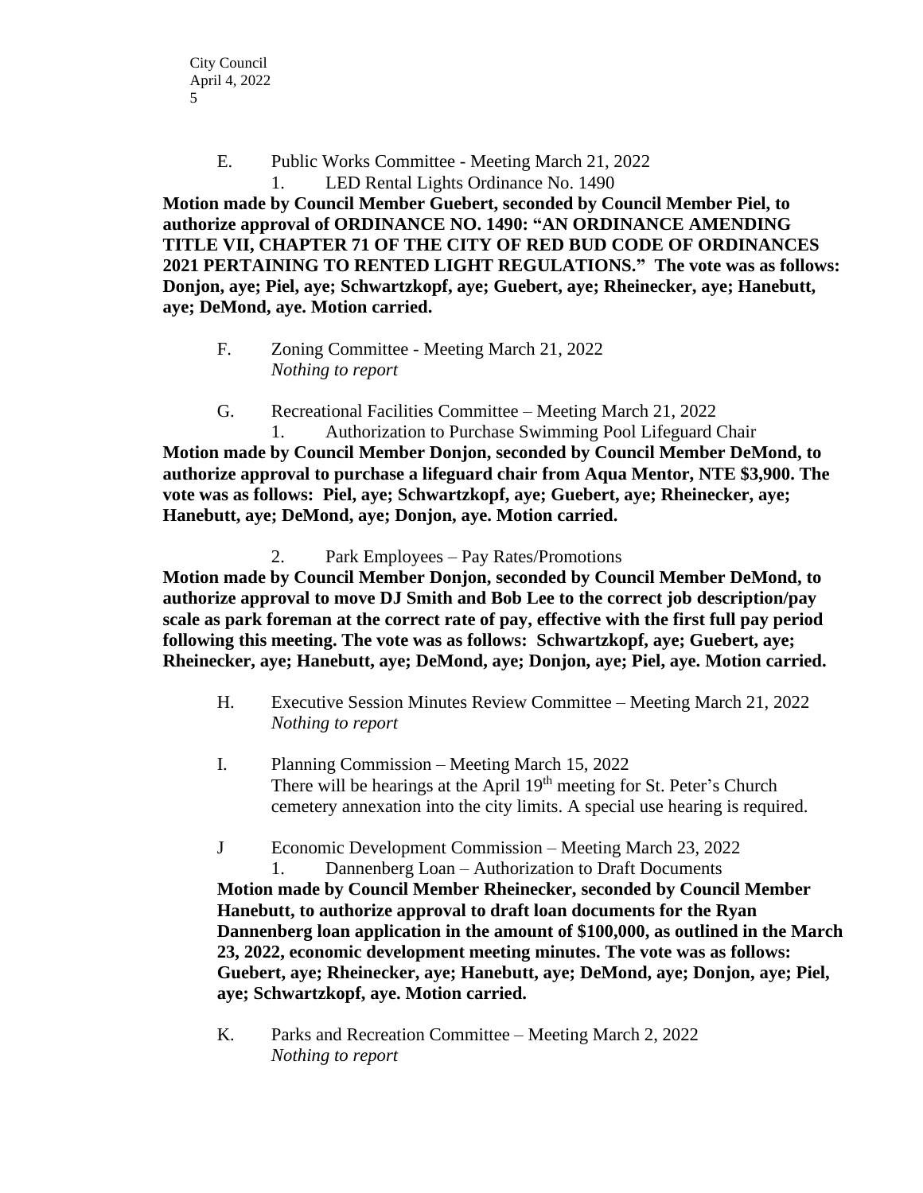E. Public Works Committee - Meeting March 21, 2022

1. LED Rental Lights Ordinance No. 1490

**Motion made by Council Member Guebert, seconded by Council Member Piel, to authorize approval of ORDINANCE NO. 1490: "AN ORDINANCE AMENDING TITLE VII, CHAPTER 71 OF THE CITY OF RED BUD CODE OF ORDINANCES 2021 PERTAINING TO RENTED LIGHT REGULATIONS." The vote was as follows: Donjon, aye; Piel, aye; Schwartzkopf, aye; Guebert, aye; Rheinecker, aye; Hanebutt, aye; DeMond, aye. Motion carried.**

F. Zoning Committee - Meeting March 21, 2022

*Nothing to report*

G. Recreational Facilities Committee – Meeting March 21, 2022

1. Authorization to Purchase Swimming Pool Lifeguard Chair

**Motion made by Council Member Donjon, seconded by Council Member DeMond, to authorize approval to purchase a lifeguard chair from Aqua Mentor, NTE $3,900. The vote was as follows: Piel, aye; Schwartzkopf, aye; Guebert, aye; Rheinecker, aye; Hanebutt, aye; DeMond, aye; Donjon, aye. Motion carried.**

2. Park Employees – Pay Rates/Promotions

**Motion made by Council Member Donjon, seconded by Council Member DeMond, to authorize approval to move DJ Smith and Bob Lee to the correct job description/pay scale as park foreman at the correct rate of pay, effective with the first full pay period following this meeting. The vote was as follows: Schwartzkopf, aye; Guebert, aye; Rheinecker, aye; Hanebutt, aye; DeMond, aye; Donjon, aye; Piel, aye. Motion carried.**

H. Executive Session Minutes Review Committee – Meeting March 21, 2022

*Nothing to report*

I. Planning Commission – Meeting March 15, 2022

There will be hearings at the April 19th meeting for St. Peter's Church cemetery annexation into the city limits. A special use hearing is required.

J Economic Development Commission – Meeting March 23, 2022

1. Dannenberg Loan – Authorization to Draft Documents

**Motion made by Council Member Rheinecker, seconded by Council Member Hanebutt, to authorize approval to draft loan documents for the Ryan Dannenberg loan application in the amount of $100,000, as outlined in the March 23, 2022, economic development meeting minutes. The vote was as follows: Guebert, aye; Rheinecker, aye; Hanebutt, aye; DeMond, aye; Donjon, aye; Piel, aye; Schwartzkopf, aye. Motion carried.**

K. Parks and Recreation Committee – Meeting March 2, 2022

*Nothing to report*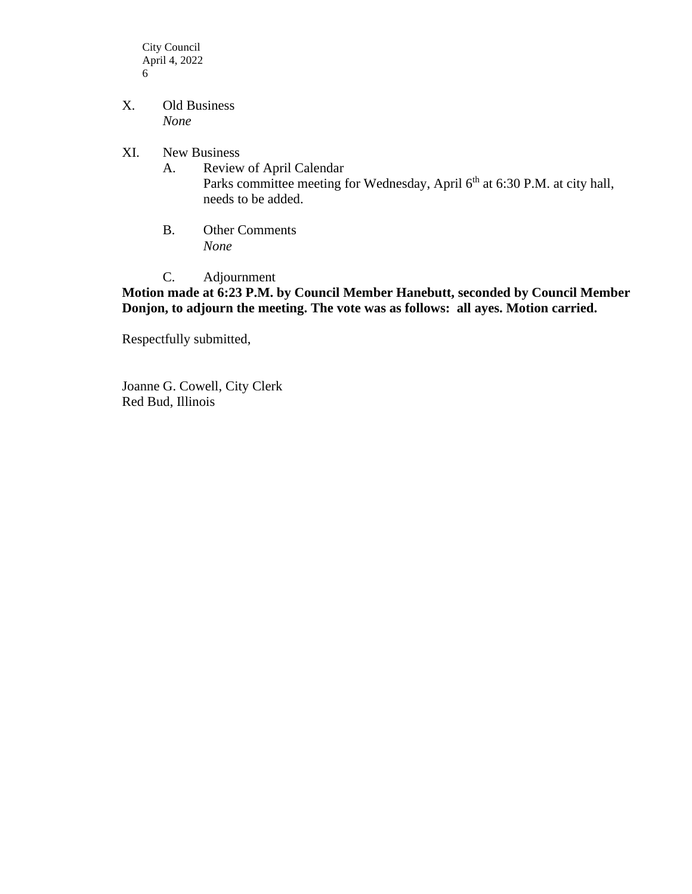X. Old Business
*None*

XI. New Business

A. Review of April Calendar
Parks committee meeting for Wednesday, April 6th at 6:30 P.M. at city hall, needs to be added.

B. Other Comments
*None*

C. Adjournment

**Motion made at 6:23 P.M. by Council Member Hanebutt, seconded by Council Member Donjon, to adjourn the meeting. The vote was as follows: all ayes. Motion carried.**

Respectfully submitted,

Joanne G. Cowell, City Clerk
Red Bud, Illinois